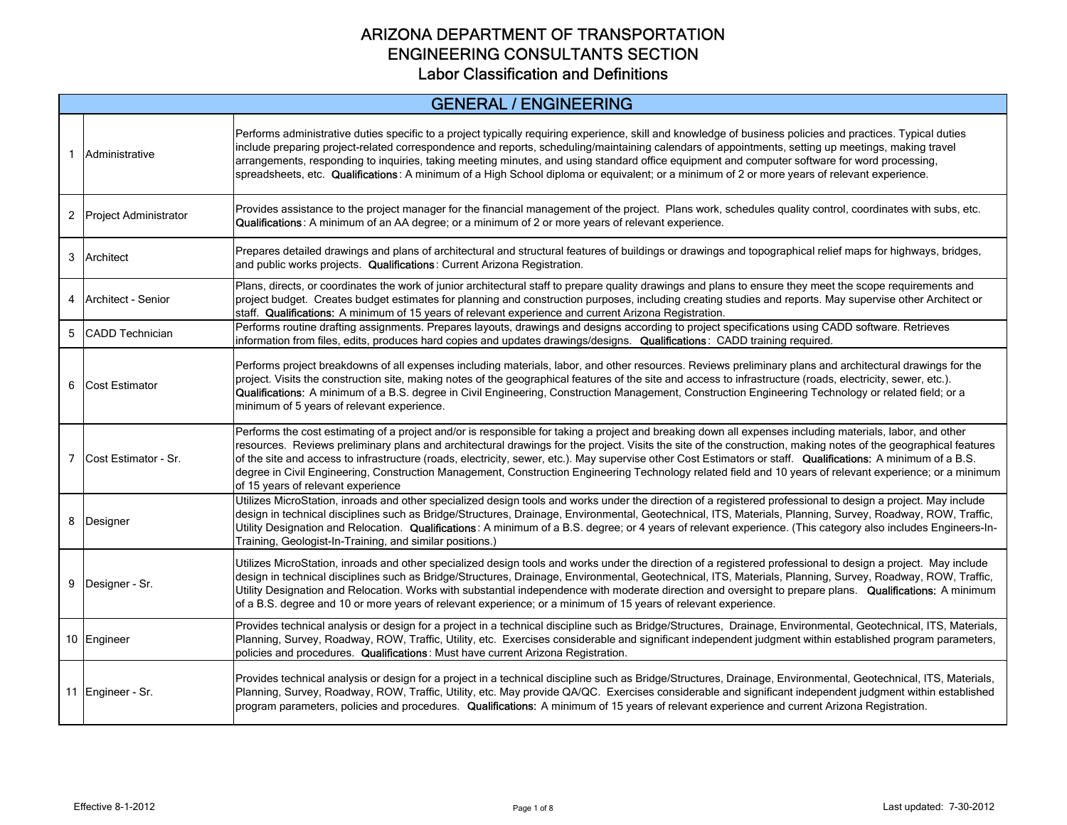# ARIZONA DEPARTMENT OF TRANSPORTATION
## ENGINEERING CONSULTANTS SECTION
### Labor Classification and Definitions

| GENERAL / ENGINEERING | | |
|---|---|---|
| 1 | Administrative | Performs administrative duties specific to a project typically requiring experience, skill and knowledge of business policies and practices. Typical duties include preparing project-related correspondence and reports, scheduling/maintaining calendars of appointments, setting up meetings, making travel arrangements, responding to inquiries, taking meeting minutes, and using standard office equipment and computer software for word processing, spreadsheets, etc. **Qualifications**: A minimum of a High School diploma or equivalent; or a minimum of 2 or more years of relevant experience. |
| 2 | Project Administrator | Provides assistance to the project manager for the financial management of the project. Plans work, schedules quality control, coordinates with subs, etc. **Qualifications**: A minimum of an AA degree; or a minimum of 2 or more years of relevant experience. |
| 3 | Architect | Prepares detailed drawings and plans of architectural and structural features of buildings or drawings and topographical relief maps for highways, bridges, and public works projects. **Qualifications**: Current Arizona Registration. |
| 4 | Architect - Senior | Plans, directs, or coordinates the work of junior architectural staff to prepare quality drawings and plans to ensure they meet the scope requirements and project budget. Creates budget estimates for planning and construction purposes, including creating studies and reports. May supervise other Architect or staff. **Qualifications:** A minimum of 15 years of relevant experience and current Arizona Registration. |
| 5 | CADD Technician | Performs routine drafting assignments. Prepares layouts, drawings and designs according to project specifications using CADD software. Retrieves information from files, edits, produces hard copies and updates drawings/designs. **Qualifications**: CADD training required. |
| 6 | Cost Estimator | Performs project breakdowns of all expenses including materials, labor, and other resources. Reviews preliminary plans and architectural drawings for the project. Visits the construction site, making notes of the geographical features of the site and access to infrastructure (roads, electricity, sewer, etc.). **Qualifications:** A minimum of a B.S. degree in Civil Engineering, Construction Management, Construction Engineering Technology or related field; or a minimum of 5 years of relevant experience. |
| 7 | Cost Estimator - Sr. | Performs the cost estimating of a project and/or is responsible for taking a project and breaking down all expenses including materials, labor, and other resources. Reviews preliminary plans and architectural drawings for the project. Visits the site of the construction, making notes of the geographical features of the site and access to infrastructure (roads, electricity, sewer, etc.). May supervise other Cost Estimators or staff. **Qualifications:** A minimum of a B.S. degree in Civil Engineering, Construction Management, Construction Engineering Technology related field and 10 years of relevant experience; or a minimum of 15 years of relevant experience |
| 8 | Designer | Utilizes MicroStation, inroads and other specialized design tools and works under the direction of a registered professional to design a project. May include design in technical disciplines such as Bridge/Structures, Drainage, Environmental, Geotechnical, ITS, Materials, Planning, Survey, Roadway, ROW, Traffic, Utility Designation and Relocation. **Qualifications**: A minimum of a B.S. degree; or 4 years of relevant experience. (This category also includes Engineers-In-Training, Geologist-In-Training, and similar positions.) |
| 9 | Designer - Sr. | Utilizes MicroStation, inroads and other specialized design tools and works under the direction of a registered professional to design a project. May include design in technical disciplines such as Bridge/Structures, Drainage, Environmental, Geotechnical, ITS, Materials, Planning, Survey, Roadway, ROW, Traffic, Utility Designation and Relocation. Works with substantial independence with moderate direction and oversight to prepare plans. **Qualifications:** A minimum of a B.S. degree and 10 or more years of relevant experience; or a minimum of 15 years of relevant experience. |
| 10 | Engineer | Provides technical analysis or design for a project in a technical discipline such as Bridge/Structures, Drainage, Environmental, Geotechnical, ITS, Materials, Planning, Survey, Roadway, ROW, Traffic, Utility, etc. Exercises considerable and significant independent judgment within established program parameters, policies and procedures. **Qualifications**: Must have current Arizona Registration. |
| 11 | Engineer - Sr. | Provides technical analysis or design for a project in a technical discipline such as Bridge/Structures, Drainage, Environmental, Geotechnical, ITS, Materials, Planning, Survey, Roadway, ROW, Traffic, Utility, etc. May provide QA/QC. Exercises considerable and significant independent judgment within established program parameters, policies and procedures. **Qualifications:** A minimum of 15 years of relevant experience and current Arizona Registration. |

Effective 8-1-2012

Last updated: 7-30-2012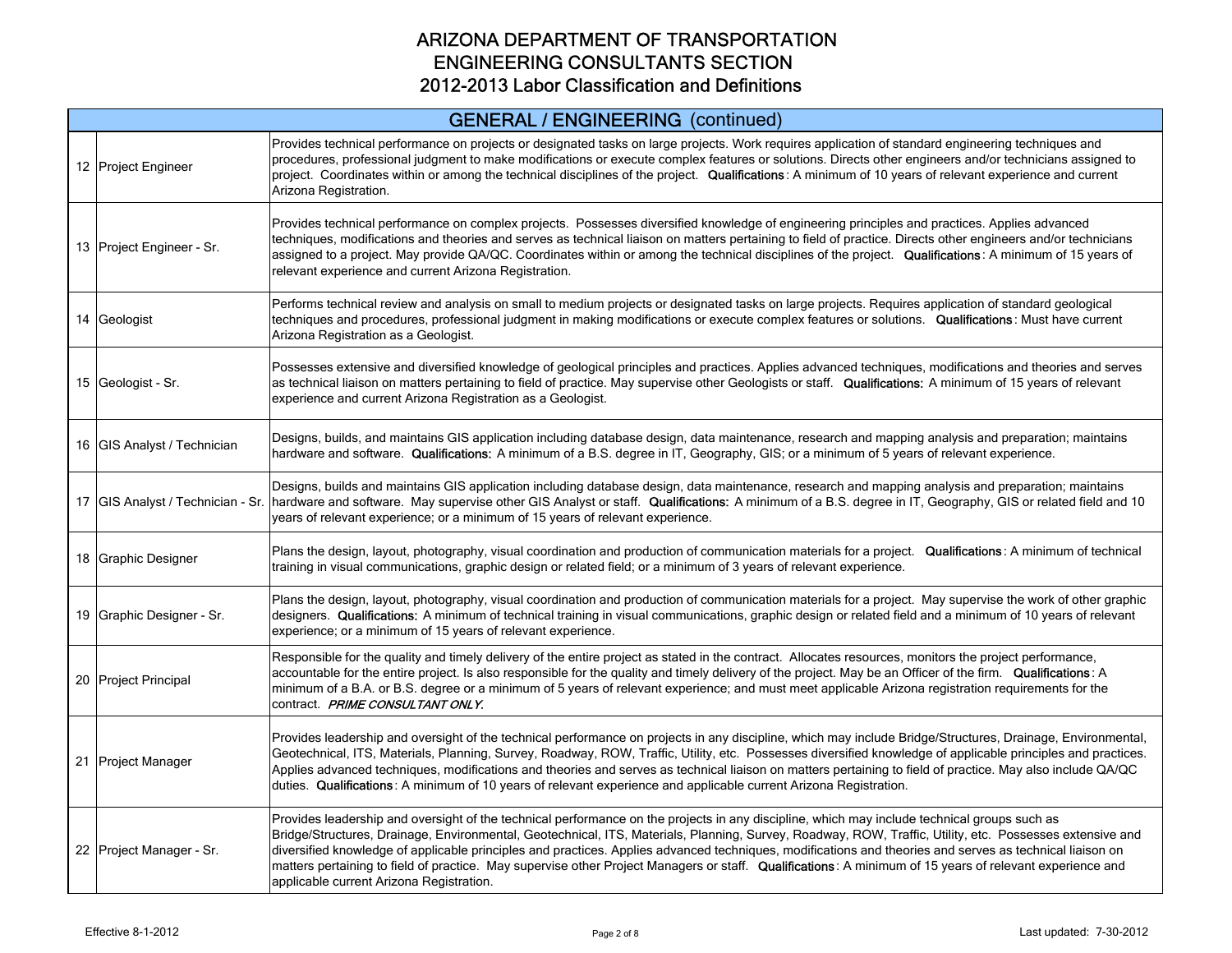# ARIZONA DEPARTMENT OF TRANSPORTATION
## ENGINEERING CONSULTANTS SECTION
## 2012-2013 Labor Classification and Definitions

| | GENERAL / ENGINEERING (continued) | |
|---|---|---|
| 12 | Project Engineer | Provides technical performance on projects or designated tasks on large projects. Work requires application of standard engineering techniques and procedures, professional judgment to make modifications or execute complex features or solutions. Directs other engineers and/or technicians assigned to project. Coordinates within or among the technical disciplines of the project. **Qualifications**: A minimum of 10 years of relevant experience and current Arizona Registration. |
| 13 | Project Engineer - Sr. | Provides technical performance on complex projects. Possesses diversified knowledge of engineering principles and practices. Applies advanced techniques, modifications and theories and serves as technical liaison on matters pertaining to field of practice. Directs other engineers and/or technicians assigned to a project. May provide QA/QC. Coordinates within or among the technical disciplines of the project. **Qualifications**: A minimum of 15 years of relevant experience and current Arizona Registration. |
| 14 | Geologist | Performs technical review and analysis on small to medium projects or designated tasks on large projects. Requires application of standard geological techniques and procedures, professional judgment in making modifications or execute complex features or solutions. **Qualifications**: Must have current Arizona Registration as a Geologist. |
| 15 | Geologist - Sr. | Possesses extensive and diversified knowledge of geological principles and practices. Applies advanced techniques, modifications and theories and serves as technical liaison on matters pertaining to field of practice. May supervise other Geologists or staff. **Qualifications:** A minimum of 15 years of relevant experience and current Arizona Registration as a Geologist. |
| 16 | GIS Analyst / Technician | Designs, builds, and maintains GIS application including database design, data maintenance, research and mapping analysis and preparation; maintains hardware and software. **Qualifications:** A minimum of a B.S. degree in IT, Geography, GIS; or a minimum of 5 years of relevant experience. |
| 17 | GIS Analyst / Technician - Sr. | Designs, builds and maintains GIS application including database design, data maintenance, research and mapping analysis and preparation; maintains hardware and software. May supervise other GIS Analyst or staff. **Qualifications:** A minimum of a B.S. degree in IT, Geography, GIS or related field and 10 years of relevant experience; or a minimum of 15 years of relevant experience. |
| 18 | Graphic Designer | Plans the design, layout, photography, visual coordination and production of communication materials for a project. **Qualifications**: A minimum of technical training in visual communications, graphic design or related field; or a minimum of 3 years of relevant experience. |
| 19 | Graphic Designer - Sr. | Plans the design, layout, photography, visual coordination and production of communication materials for a project. May supervise the work of other graphic designers. **Qualifications:** A minimum of technical training in visual communications, graphic design or related field and a minimum of 10 years of relevant experience; or a minimum of 15 years of relevant experience. |
| 20 | Project Principal | Responsible for the quality and timely delivery of the entire project as stated in the contract. Allocates resources, monitors the project performance, accountable for the entire project. Is also responsible for the quality and timely delivery of the project. May be an Officer of the firm. **Qualifications**: A minimum of a B.A. or B.S. degree or a minimum of 5 years of relevant experience; and must meet applicable Arizona registration requirements for the contract. ***PRIME CONSULTANT ONLY.*** |
| 21 | Project Manager | Provides leadership and oversight of the technical performance on projects in any discipline, which may include Bridge/Structures, Drainage, Environmental, Geotechnical, ITS, Materials, Planning, Survey, Roadway, ROW, Traffic, Utility, etc. Possesses diversified knowledge of applicable principles and practices. Applies advanced techniques, modifications and theories and serves as technical liaison on matters pertaining to field of practice. May also include QA/QC duties. **Qualifications**: A minimum of 10 years of relevant experience and applicable current Arizona Registration. |
| 22 | Project Manager - Sr. | Provides leadership and oversight of the technical performance on the projects in any discipline, which may include technical groups such as Bridge/Structures, Drainage, Environmental, Geotechnical, ITS, Materials, Planning, Survey, Roadway, ROW, Traffic, Utility, etc. Possesses extensive and diversified knowledge of applicable principles and practices. Applies advanced techniques, modifications and theories and serves as technical liaison on matters pertaining to field of practice. May supervise other Project Managers or staff. **Qualifications**: A minimum of 15 years of relevant experience and applicable current Arizona Registration. |

Effective 8-1-2012

Last updated: 7-30-2012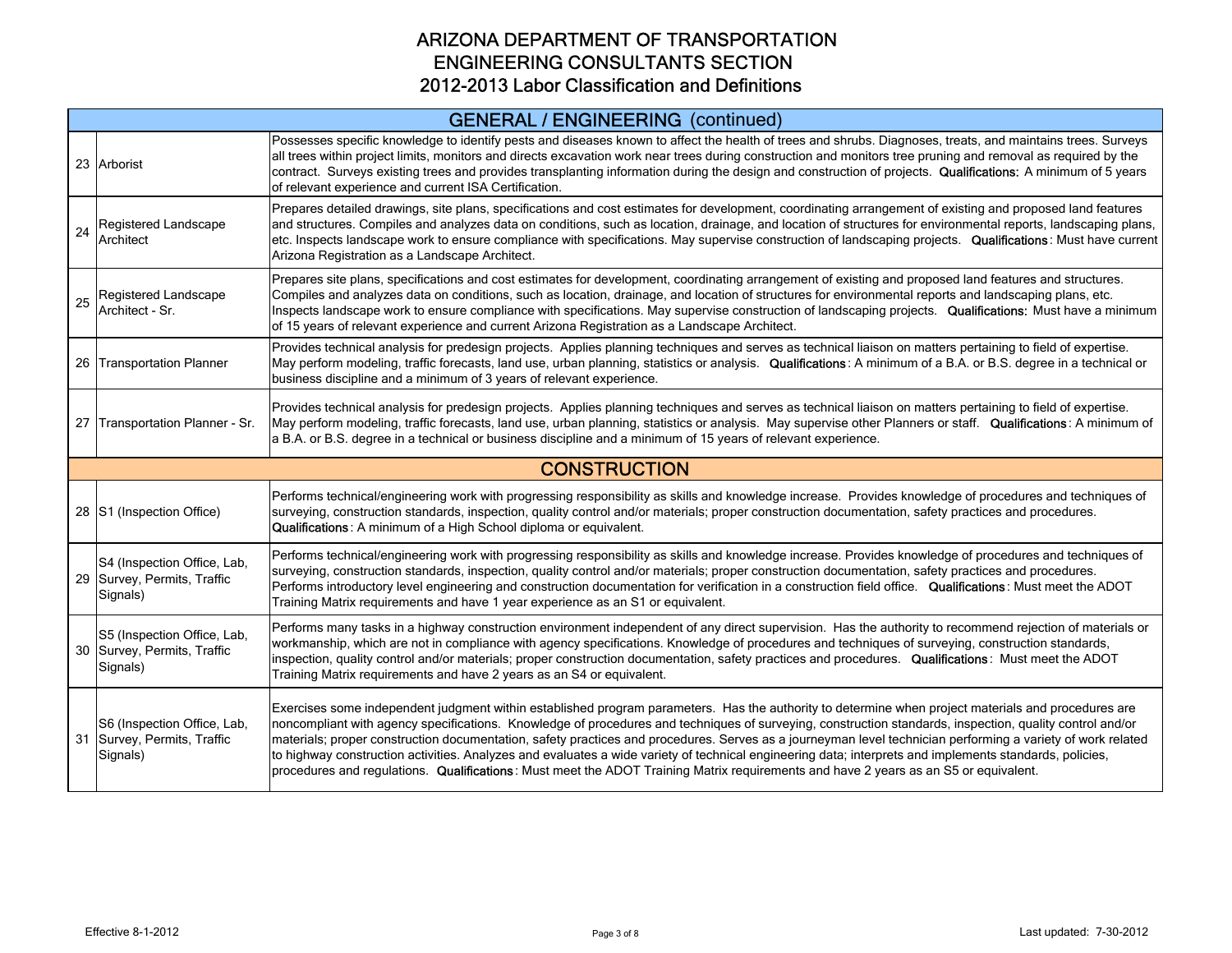# ARIZONA DEPARTMENT OF TRANSPORTATION
## ENGINEERING CONSULTANTS SECTION
## 2012-2013 Labor Classification and Definitions

| | | |
|---|---|---|
| | **GENERAL / ENGINEERING (continued)** | |
| 23 | Arborist | Possesses specific knowledge to identify pests and diseases known to affect the health of trees and shrubs. Diagnoses, treats, and maintains trees. Surveys all trees within project limits, monitors and directs excavation work near trees during construction and monitors tree pruning and removal as required by the contract. Surveys existing trees and provides transplanting information during the design and construction of projects. **Qualifications:** A minimum of 5 years of relevant experience and current ISA Certification. |
| 24 | Registered Landscape Architect | Prepares detailed drawings, site plans, specifications and cost estimates for development, coordinating arrangement of existing and proposed land features and structures. Compiles and analyzes data on conditions, such as location, drainage, and location of structures for environmental reports, landscaping plans, etc. Inspects landscape work to ensure compliance with specifications. May supervise construction of landscaping projects. **Qualifications**: Must have current Arizona Registration as a Landscape Architect. |
| 25 | Registered Landscape Architect - Sr. | Prepares site plans, specifications and cost estimates for development, coordinating arrangement of existing and proposed land features and structures. Compiles and analyzes data on conditions, such as location, drainage, and location of structures for environmental reports and landscaping plans, etc. Inspects landscape work to ensure compliance with specifications. May supervise construction of landscaping projects. **Qualifications:** Must have a minimum of 15 years of relevant experience and current Arizona Registration as a Landscape Architect. |
| 26 | Transportation Planner | Provides technical analysis for predesign projects. Applies planning techniques and serves as technical liaison on matters pertaining to field of expertise. May perform modeling, traffic forecasts, land use, urban planning, statistics or analysis. **Qualifications**: A minimum of a B.A. or B.S. degree in a technical or business discipline and a minimum of 3 years of relevant experience. |
| 27 | Transportation Planner - Sr. | Provides technical analysis for predesign projects. Applies planning techniques and serves as technical liaison on matters pertaining to field of expertise. May perform modeling, traffic forecasts, land use, urban planning, statistics or analysis. May supervise other Planners or staff. **Qualifications**: A minimum of a B.A. or B.S. degree in a technical or business discipline and a minimum of 15 years of relevant experience. |
| | **CONSTRUCTION** | |
| 28 | S1 (Inspection Office) | Performs technical/engineering work with progressing responsibility as skills and knowledge increase. Provides knowledge of procedures and techniques of surveying, construction standards, inspection, quality control and/or materials; proper construction documentation, safety practices and procedures. **Qualifications**: A minimum of a High School diploma or equivalent. |
| 29 | S4 (Inspection Office, Lab, Survey, Permits, Traffic Signals) | Performs technical/engineering work with progressing responsibility as skills and knowledge increase. Provides knowledge of procedures and techniques of surveying, construction standards, inspection, quality control and/or materials; proper construction documentation, safety practices and procedures. Performs introductory level engineering and construction documentation for verification in a construction field office. **Qualifications**: Must meet the ADOT Training Matrix requirements and have 1 year experience as an S1 or equivalent. |
| 30 | S5 (Inspection Office, Lab, Survey, Permits, Traffic Signals) | Performs many tasks in a highway construction environment independent of any direct supervision. Has the authority to recommend rejection of materials or workmanship, which are not in compliance with agency specifications. Knowledge of procedures and techniques of surveying, construction standards, inspection, quality control and/or materials; proper construction documentation, safety practices and procedures. **Qualifications**: Must meet the ADOT Training Matrix requirements and have 2 years as an S4 or equivalent. |
| 31 | S6 (Inspection Office, Lab, Survey, Permits, Traffic Signals) | Exercises some independent judgment within established program parameters. Has the authority to determine when project materials and procedures are noncompliant with agency specifications. Knowledge of procedures and techniques of surveying, construction standards, inspection, quality control and/or materials; proper construction documentation, safety practices and procedures. Serves as a journeyman level technician performing a variety of work related to highway construction activities. Analyzes and evaluates a wide variety of technical engineering data; interprets and implements standards, policies, procedures and regulations. **Qualifications**: Must meet the ADOT Training Matrix requirements and have 2 years as an S5 or equivalent. |

Effective 8-1-2012 | Last updated: 7-30-2012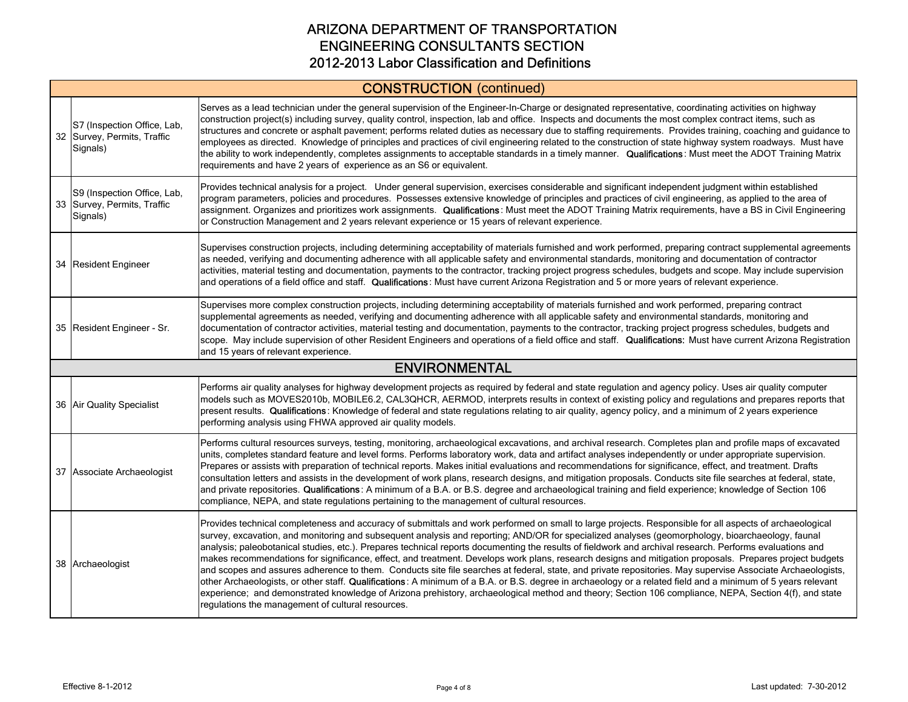# ARIZONA DEPARTMENT OF TRANSPORTATION
## ENGINEERING CONSULTANTS SECTION
## 2012-2013 Labor Classification and Definitions

| | | |
|---|---|---|
| **CONSTRUCTION (continued)** | | |
| 32 | S7 (Inspection Office, Lab, Survey, Permits, Traffic Signals) | Serves as a lead technician under the general supervision of the Engineer-In-Charge or designated representative, coordinating activities on highway construction project(s) including survey, quality control, inspection, lab and office. Inspects and documents the most complex contract items, such as structures and concrete or asphalt pavement; performs related duties as necessary due to staffing requirements. Provides training, coaching and guidance to employees as directed. Knowledge of principles and practices of civil engineering related to the construction of state highway system roadways. Must have the ability to work independently, completes assignments to acceptable standards in a timely manner. **Qualifications**: Must meet the ADOT Training Matrix requirements and have 2 years of experience as an S6 or equivalent. |
| 33 | S9 (Inspection Office, Lab, Survey, Permits, Traffic Signals) | Provides technical analysis for a project. Under general supervision, exercises considerable and significant independent judgment within established program parameters, policies and procedures. Possesses extensive knowledge of principles and practices of civil engineering, as applied to the area of assignment. Organizes and prioritizes work assignments. **Qualifications**: Must meet the ADOT Training Matrix requirements, have a BS in Civil Engineering or Construction Management and 2 years relevant experience or 15 years of relevant experience. |
| 34 | Resident Engineer | Supervises construction projects, including determining acceptability of materials furnished and work performed, preparing contract supplemental agreements as needed, verifying and documenting adherence with all applicable safety and environmental standards, monitoring and documentation of contractor activities, material testing and documentation, payments to the contractor, tracking project progress schedules, budgets and scope. May include supervision and operations of a field office and staff. **Qualifications**: Must have current Arizona Registration and 5 or more years of relevant experience. |
| 35 | Resident Engineer - Sr. | Supervises more complex construction projects, including determining acceptability of materials furnished and work performed, preparing contract supplemental agreements as needed, verifying and documenting adherence with all applicable safety and environmental standards, monitoring and documentation of contractor activities, material testing and documentation, payments to the contractor, tracking project progress schedules, budgets and scope. May include supervision of other Resident Engineers and operations of a field office and staff. **Qualifications:** Must have current Arizona Registration and 15 years of relevant experience. |
| **ENVIRONMENTAL** | | |
| 36 | Air Quality Specialist | Performs air quality analyses for highway development projects as required by federal and state regulation and agency policy. Uses air quality computer models such as MOVES2010b, MOBILE6.2, CAL3QHCR, AERMOD, interprets results in context of existing policy and regulations and prepares reports that present results. **Qualifications**: Knowledge of federal and state regulations relating to air quality, agency policy, and a minimum of 2 years experience performing analysis using FHWA approved air quality models. |
| 37 | Associate Archaeologist | Performs cultural resources surveys, testing, monitoring, archaeological excavations, and archival research. Completes plan and profile maps of excavated units, completes standard feature and level forms. Performs laboratory work, data and artifact analyses independently or under appropriate supervision. Prepares or assists with preparation of technical reports. Makes initial evaluations and recommendations for significance, effect, and treatment. Drafts consultation letters and assists in the development of work plans, research designs, and mitigation proposals. Conducts site file searches at federal, state, and private repositories. **Qualifications**: A minimum of a B.A. or B.S. degree and archaeological training and field experience; knowledge of Section 106 compliance, NEPA, and state regulations pertaining to the management of cultural resources. |
| 38 | Archaeologist | Provides technical completeness and accuracy of submittals and work performed on small to large projects. Responsible for all aspects of archaeological survey, excavation, and monitoring and subsequent analysis and reporting; AND/OR for specialized analyses (geomorphology, bioarchaeology, faunal analysis; paleobotanical studies, etc.). Prepares technical reports documenting the results of fieldwork and archival research. Performs evaluations and makes recommendations for significance, effect, and treatment. Develops work plans, research designs and mitigation proposals. Prepares project budgets and scopes and assures adherence to them. Conducts site file searches at federal, state, and private repositories. May supervise Associate Archaeologists, other Archaeologists, or other staff. **Qualifications**: A minimum of a B.A. or B.S. degree in archaeology or a related field and a minimum of 5 years relevant experience; and demonstrated knowledge of Arizona prehistory, archaeological method and theory; Section 106 compliance, NEPA, Section 4(f), and state regulations the management of cultural resources. |

Effective 8-1-2012 — Last updated: 7-30-2012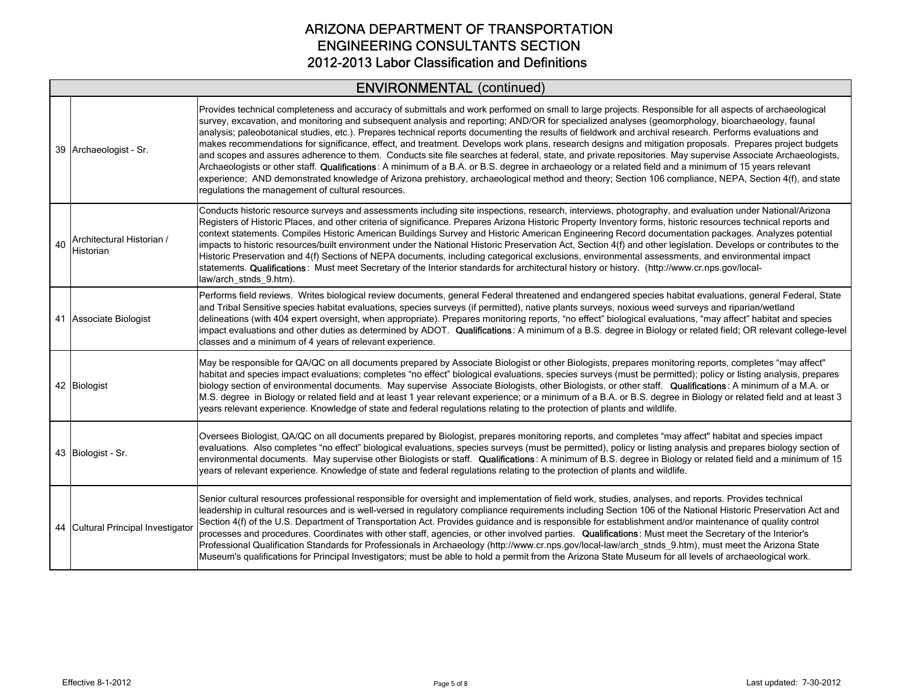# ARIZONA DEPARTMENT OF TRANSPORTATION
## ENGINEERING CONSULTANTS SECTION
## 2012-2013 Labor Classification and Definitions

| ENVIRONMENTAL (continued) | | |
|---|---|---|
| 39 | Archaeologist - Sr. | Provides technical completeness and accuracy of submittals and work performed on small to large projects. Responsible for all aspects of archaeological survey, excavation, and monitoring and subsequent analysis and reporting; AND/OR for specialized analyses (geomorphology, bioarchaeology, faunal analysis; paleobotanical studies, etc.). Prepares technical reports documenting the results of fieldwork and archival research. Performs evaluations and makes recommendations for significance, effect, and treatment. Develops work plans, research designs and mitigation proposals. Prepares project budgets and scopes and assures adherence to them. Conducts site file searches at federal, state, and private repositories. May supervise Associate Archaeologists, Archaeologists or other staff. **Qualifications**: A minimum of a B.A. or B.S. degree in archaeology or a related field and a minimum of 15 years relevant experience; AND demonstrated knowledge of Arizona prehistory, archaeological method and theory; Section 106 compliance, NEPA, Section 4(f), and state regulations the management of cultural resources. |
| 40 | Architectural Historian / Historian | Conducts historic resource surveys and assessments including site inspections, research, interviews, photography, and evaluation under National/Arizona Registers of Historic Places, and other criteria of significance. Prepares Arizona Historic Property Inventory forms, historic resources technical reports and context statements. Compiles Historic American Buildings Survey and Historic American Engineering Record documentation packages. Analyzes potential impacts to historic resources/built environment under the National Historic Preservation Act, Section 4(f) and other legislation. Develops or contributes to the Historic Preservation and 4(f) Sections of NEPA documents, including categorical exclusions, environmental assessments, and environmental impact statements. **Qualifications**: Must meet Secretary of the Interior standards for architectural history or history. (http://www.cr.nps.gov/local-law/arch_stnds_9.htm). |
| 41 | Associate Biologist | Performs field reviews. Writes biological review documents, general Federal threatened and endangered species habitat evaluations, general Federal, State and Tribal Sensitive species habitat evaluations, species surveys (if permitted), native plants surveys, noxious weed surveys and riparian/wetland delineations (with 404 expert oversight, when appropriate). Prepares monitoring reports, "no effect" biological evaluations, "may affect" habitat and species impact evaluations and other duties as determined by ADOT. **Qualifications**: A minimum of a B.S. degree in Biology or related field; OR relevant college-level classes and a minimum of 4 years of relevant experience. |
| 42 | Biologist | May be responsible for QA/QC on all documents prepared by Associate Biologist or other Biologists, prepares monitoring reports, completes "may affect" habitat and species impact evaluations; completes "no effect" biological evaluations, species surveys (must be permitted); policy or listing analysis, prepares biology section of environmental documents. May supervise Associate Biologists, other Biologists, or other staff. **Qualifications**: A minimum of a M.A. or M.S. degree in Biology or related field and at least 1 year relevant experience; or a minimum of a B.A. or B.S. degree in Biology or related field and at least 3 years relevant experience. Knowledge of state and federal regulations relating to the protection of plants and wildlife. |
| 43 | Biologist - Sr. | Oversees Biologist, QA/QC on all documents prepared by Biologist, prepares monitoring reports, and completes "may affect" habitat and species impact evaluations. Also completes "no effect" biological evaluations, species surveys (must be permitted), policy or listing analysis and prepares biology section of environmental documents. May supervise other Biologists or staff. **Qualifications**: A minimum of B.S. degree in Biology or related field and a minimum of 15 years of relevant experience. Knowledge of state and federal regulations relating to the protection of plants and wildlife. |
| 44 | Cultural Principal Investigator | Senior cultural resources professional responsible for oversight and implementation of field work, studies, analyses, and reports. Provides technical leadership in cultural resources and is well-versed in regulatory compliance requirements including Section 106 of the National Historic Preservation Act and Section 4(f) of the U.S. Department of Transportation Act. Provides guidance and is responsible for establishment and/or maintenance of quality control processes and procedures. Coordinates with other staff, agencies, or other involved parties. **Qualifications**: Must meet the Secretary of the Interior's Professional Qualification Standards for Professionals in Archaeology (http://www.cr.nps.gov/local-law/arch_stnds_9.htm), must meet the Arizona State Museum's qualifications for Principal Investigators; must be able to hold a permit from the Arizona State Museum for all levels of archaeological work. |

Effective 8-1-2012

Last updated: 7-30-2012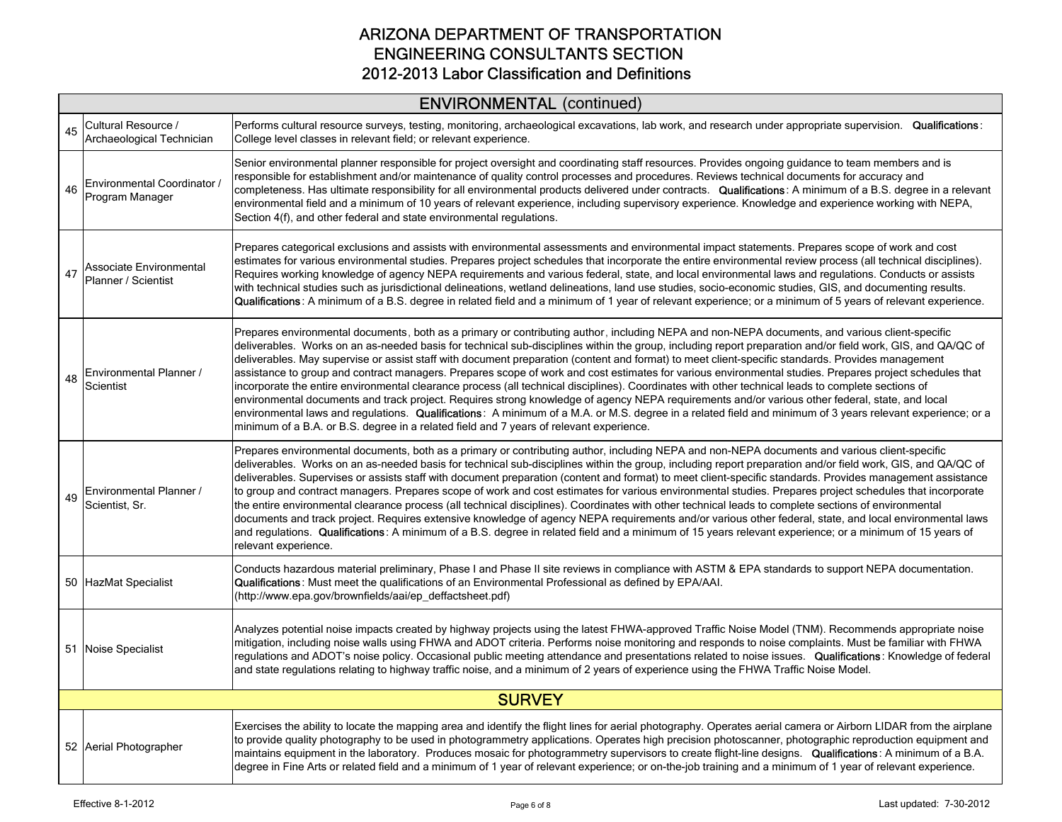# ARIZONA DEPARTMENT OF TRANSPORTATION
## ENGINEERING CONSULTANTS SECTION
## 2012-2013 Labor Classification and Definitions

| | | |
|---|---|---|
| | **ENVIRONMENTAL (continued)** | |
| 45 | Cultural Resource / Archaeological Technician | Performs cultural resource surveys, testing, monitoring, archaeological excavations, lab work, and research under appropriate supervision. **Qualifications**: College level classes in relevant field; or relevant experience. |
| 46 | Environmental Coordinator / Program Manager | Senior environmental planner responsible for project oversight and coordinating staff resources. Provides ongoing guidance to team members and is responsible for establishment and/or maintenance of quality control processes and procedures. Reviews technical documents for accuracy and completeness. Has ultimate responsibility for all environmental products delivered under contracts. **Qualifications**: A minimum of a B.S. degree in a relevant environmental field and a minimum of 10 years of relevant experience, including supervisory experience. Knowledge and experience working with NEPA, Section 4(f), and other federal and state environmental regulations. |
| 47 | Associate Environmental Planner / Scientist | Prepares categorical exclusions and assists with environmental assessments and environmental impact statements. Prepares scope of work and cost estimates for various environmental studies. Prepares project schedules that incorporate the entire environmental review process (all technical disciplines). Requires working knowledge of agency NEPA requirements and various federal, state, and local environmental laws and regulations. Conducts or assists with technical studies such as jurisdictional delineations, wetland delineations, land use studies, socio-economic studies, GIS, and documenting results. **Qualifications**: A minimum of a B.S. degree in related field and a minimum of 1 year of relevant experience; or a minimum of 5 years of relevant experience. |
| 48 | Environmental Planner / Scientist | Prepares environmental documents, both as a primary or contributing author, including NEPA and non-NEPA documents, and various client-specific deliverables. Works on an as-needed basis for technical sub-disciplines within the group, including report preparation and/or field work, GIS, and QA/QC of deliverables. May supervise or assist staff with document preparation (content and format) to meet client-specific standards. Provides management assistance to group and contract managers. Prepares scope of work and cost estimates for various environmental studies. Prepares project schedules that incorporate the entire environmental clearance process (all technical disciplines). Coordinates with other technical leads to complete sections of environmental documents and track project. Requires strong knowledge of agency NEPA requirements and/or various other federal, state, and local environmental laws and regulations. **Qualifications**: A minimum of a M.A. or M.S. degree in a related field and minimum of 3 years relevant experience; or a minimum of a B.A. or B.S. degree in a related field and 7 years of relevant experience. |
| 49 | Environmental Planner / Scientist, Sr. | Prepares environmental documents, both as a primary or contributing author, including NEPA and non-NEPA documents and various client-specific deliverables. Works on an as-needed basis for technical sub-disciplines within the group, including report preparation and/or field work, GIS, and QA/QC of deliverables. Supervises or assists staff with document preparation (content and format) to meet client-specific standards. Provides management assistance to group and contract managers. Prepares scope of work and cost estimates for various environmental studies. Prepares project schedules that incorporate the entire environmental clearance process (all technical disciplines). Coordinates with other technical leads to complete sections of environmental documents and track project. Requires extensive knowledge of agency NEPA requirements and/or various other federal, state, and local environmental laws and regulations. **Qualifications**: A minimum of a B.S. degree in related field and a minimum of 15 years relevant experience; or a minimum of 15 years of relevant experience. |
| 50 | HazMat Specialist | Conducts hazardous material preliminary, Phase I and Phase II site reviews in compliance with ASTM & EPA standards to support NEPA documentation. **Qualifications**: Must meet the qualifications of an Environmental Professional as defined by EPA/AAI. (http://www.epa.gov/brownfields/aai/ep_deffactsheet.pdf) |
| 51 | Noise Specialist | Analyzes potential noise impacts created by highway projects using the latest FHWA-approved Traffic Noise Model (TNM). Recommends appropriate noise mitigation, including noise walls using FHWA and ADOT criteria. Performs noise monitoring and responds to noise complaints. Must be familiar with FHWA regulations and ADOT's noise policy. Occasional public meeting attendance and presentations related to noise issues. **Qualifications**: Knowledge of federal and state regulations relating to highway traffic noise, and a minimum of 2 years of experience using the FHWA Traffic Noise Model. |
| | **SURVEY** | |
| 52 | Aerial Photographer | Exercises the ability to locate the mapping area and identify the flight lines for aerial photography. Operates aerial camera or Airborn LIDAR from the airplane to provide quality photography to be used in photogrammetry applications. Operates high precision photoscanner, photographic reproduction equipment and maintains equipment in the laboratory. Produces mosaic for photogrammetry supervisors to create flight-line designs. **Qualifications**: A minimum of a B.A. degree in Fine Arts or related field and a minimum of 1 year of relevant experience; or on-the-job training and a minimum of 1 year of relevant experience. |

Effective 8-1-2012 | Last updated: 7-30-2012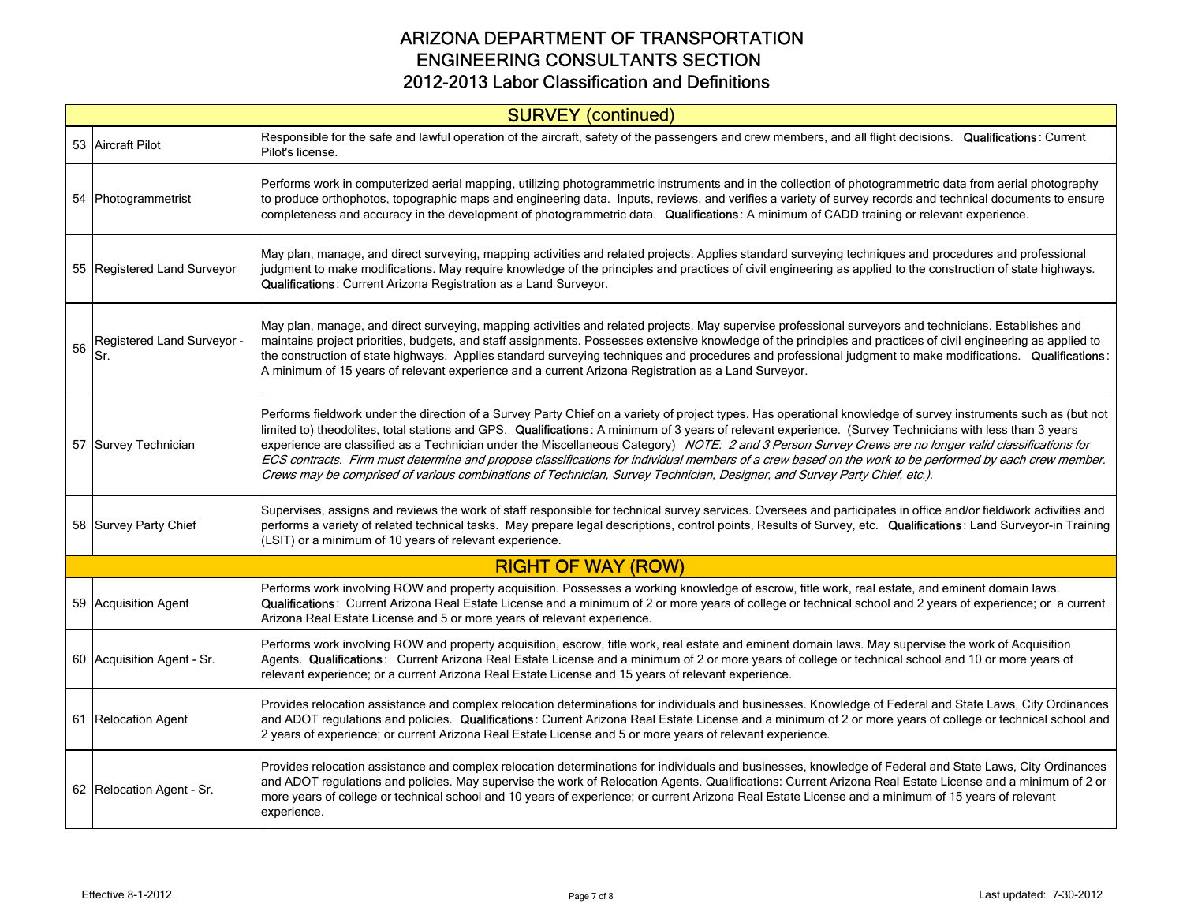# ARIZONA DEPARTMENT OF TRANSPORTATION
## ENGINEERING CONSULTANTS SECTION
## 2012-2013 Labor Classification and Definitions

| # | Classification | Definition |
|---|---|---|
| | **SURVEY (continued)** | |
| 53 | Aircraft Pilot | Responsible for the safe and lawful operation of the aircraft, safety of the passengers and crew members, and all flight decisions. **Qualifications**: Current Pilot's license. |
| 54 | Photogrammetrist | Performs work in computerized aerial mapping, utilizing photogrammetric instruments and in the collection of photogrammetric data from aerial photography to produce orthophotos, topographic maps and engineering data. Inputs, reviews, and verifies a variety of survey records and technical documents to ensure completeness and accuracy in the development of photogrammetric data. **Qualifications**: A minimum of CADD training or relevant experience. |
| 55 | Registered Land Surveyor | May plan, manage, and direct surveying, mapping activities and related projects. Applies standard surveying techniques and procedures and professional judgment to make modifications. May require knowledge of the principles and practices of civil engineering as applied to the construction of state highways. **Qualifications**: Current Arizona Registration as a Land Surveyor. |
| 56 | Registered Land Surveyor - Sr. | May plan, manage, and direct surveying, mapping activities and related projects. May supervise professional surveyors and technicians. Establishes and maintains project priorities, budgets, and staff assignments. Possesses extensive knowledge of the principles and practices of civil engineering as applied to the construction of state highways. Applies standard surveying techniques and procedures and professional judgment to make modifications. **Qualifications**: A minimum of 15 years of relevant experience and a current Arizona Registration as a Land Surveyor. |
| 57 | Survey Technician | Performs fieldwork under the direction of a Survey Party Chief on a variety of project types. Has operational knowledge of survey instruments such as (but not limited to) theodolites, total stations and GPS. **Qualifications**: A minimum of 3 years of relevant experience. (Survey Technicians with less than 3 years experience are classified as a Technician under the Miscellaneous Category) *NOTE: 2 and 3 Person Survey Crews are no longer valid classifications for ECS contracts. Firm must determine and propose classifications for individual members of a crew based on the work to be performed by each crew member. Crews may be comprised of various combinations of Technician, Survey Technician, Designer, and Survey Party Chief, etc.).* |
| 58 | Survey Party Chief | Supervises, assigns and reviews the work of staff responsible for technical survey services. Oversees and participates in office and/or fieldwork activities and performs a variety of related technical tasks. May prepare legal descriptions, control points, Results of Survey, etc. **Qualifications**: Land Surveyor-in Training (LSIT) or a minimum of 10 years of relevant experience. |
| | **RIGHT OF WAY (ROW)** | |
| 59 | Acquisition Agent | Performs work involving ROW and property acquisition. Possesses a working knowledge of escrow, title work, real estate, and eminent domain laws. **Qualifications**: Current Arizona Real Estate License and a minimum of 2 or more years of college or technical school and 2 years of experience; or a current Arizona Real Estate License and 5 or more years of relevant experience. |
| 60 | Acquisition Agent - Sr. | Performs work involving ROW and property acquisition, escrow, title work, real estate and eminent domain laws. May supervise the work of Acquisition Agents. **Qualifications**: Current Arizona Real Estate License and a minimum of 2 or more years of college or technical school and 10 or more years of relevant experience; or a current Arizona Real Estate License and 15 years of relevant experience. |
| 61 | Relocation Agent | Provides relocation assistance and complex relocation determinations for individuals and businesses. Knowledge of Federal and State Laws, City Ordinances and ADOT regulations and policies. **Qualifications**: Current Arizona Real Estate License and a minimum of 2 or more years of college or technical school and 2 years of experience; or current Arizona Real Estate License and 5 or more years of relevant experience. |
| 62 | Relocation Agent - Sr. | Provides relocation assistance and complex relocation determinations for individuals and businesses, knowledge of Federal and State Laws, City Ordinances and ADOT regulations and policies. May supervise the work of Relocation Agents. Qualifications: Current Arizona Real Estate License and a minimum of 2 or more years of college or technical school and 10 years of experience; or current Arizona Real Estate License and a minimum of 15 years of relevant experience. |

Effective 8-1-2012 | Last updated: 7-30-2012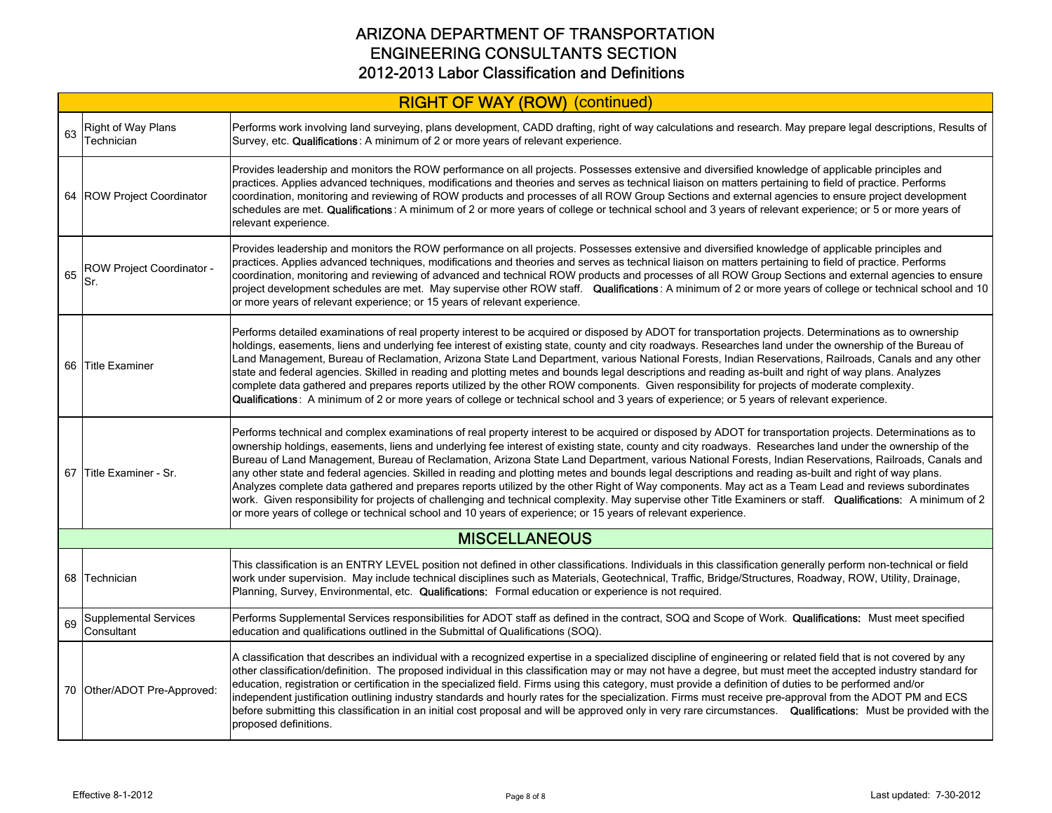# ARIZONA DEPARTMENT OF TRANSPORTATION
## ENGINEERING CONSULTANTS SECTION
## 2012-2013 Labor Classification and Definitions

| | | |
|---|---|---|
| **RIGHT OF WAY (ROW) (continued)** | | |
| 63 | Right of Way Plans Technician | Performs work involving land surveying, plans development, CADD drafting, right of way calculations and research. May prepare legal descriptions, Results of Survey, etc. **Qualifications**: A minimum of 2 or more years of relevant experience. |
| 64 | ROW Project Coordinator | Provides leadership and monitors the ROW performance on all projects. Possesses extensive and diversified knowledge of applicable principles and practices. Applies advanced techniques, modifications and theories and serves as technical liaison on matters pertaining to field of practice. Performs coordination, monitoring and reviewing of ROW products and processes of all ROW Group Sections and external agencies to ensure project development schedules are met. **Qualifications**: A minimum of 2 or more years of college or technical school and 3 years of relevant experience; or 5 or more years of relevant experience. |
| 65 | ROW Project Coordinator - Sr. | Provides leadership and monitors the ROW performance on all projects. Possesses extensive and diversified knowledge of applicable principles and practices. Applies advanced techniques, modifications and theories and serves as technical liaison on matters pertaining to field of practice. Performs coordination, monitoring and reviewing of advanced and technical ROW products and processes of all ROW Group Sections and external agencies to ensure project development schedules are met. May supervise other ROW staff. **Qualifications**: A minimum of 2 or more years of college or technical school and 10 or more years of relevant experience; or 15 years of relevant experience. |
| 66 | Title Examiner | Performs detailed examinations of real property interest to be acquired or disposed by ADOT for transportation projects. Determinations as to ownership holdings, easements, liens and underlying fee interest of existing state, county and city roadways. Researches land under the ownership of the Bureau of Land Management, Bureau of Reclamation, Arizona State Land Department, various National Forests, Indian Reservations, Railroads, Canals and any other state and federal agencies. Skilled in reading and plotting metes and bounds legal descriptions and reading as-built and right of way plans. Analyzes complete data gathered and prepares reports utilized by the other ROW components. Given responsibility for projects of moderate complexity. **Qualifications**: A minimum of 2 or more years of college or technical school and 3 years of experience; or 5 years of relevant experience. |
| 67 | Title Examiner - Sr. | Performs technical and complex examinations of real property interest to be acquired or disposed by ADOT for transportation projects. Determinations as to ownership holdings, easements, liens and underlying fee interest of existing state, county and city roadways. Researches land under the ownership of the Bureau of Land Management, Bureau of Reclamation, Arizona State Land Department, various National Forests, Indian Reservations, Railroads, Canals and any other state and federal agencies. Skilled in reading and plotting metes and bounds legal descriptions and reading as-built and right of way plans. Analyzes complete data gathered and prepares reports utilized by the other Right of Way components. May act as a Team Lead and reviews subordinates work. Given responsibility for projects of challenging and technical complexity. May supervise other Title Examiners or staff. **Qualifications:** A minimum of 2 or more years of college or technical school and 10 years of experience; or 15 years of relevant experience. |
| **MISCELLANEOUS** | | |
| 68 | Technician | This classification is an ENTRY LEVEL position not defined in other classifications. Individuals in this classification generally perform non-technical or field work under supervision. May include technical disciplines such as Materials, Geotechnical, Traffic, Bridge/Structures, Roadway, ROW, Utility, Drainage, Planning, Survey, Environmental, etc. **Qualifications:** Formal education or experience is not required. |
| 69 | Supplemental Services Consultant | Performs Supplemental Services responsibilities for ADOT staff as defined in the contract, SOQ and Scope of Work. **Qualifications:** Must meet specified education and qualifications outlined in the Submittal of Qualifications (SOQ). |
| 70 | Other/ADOT Pre-Approved: | A classification that describes an individual with a recognized expertise in a specialized discipline of engineering or related field that is not covered by any other classification/definition. The proposed individual in this classification may or may not have a degree, but must meet the accepted industry standard for education, registration or certification in the specialized field. Firms using this category, must provide a definition of duties to be performed and/or independent justification outlining industry standards and hourly rates for the specialization. Firms must receive pre-approval from the ADOT PM and ECS before submitting this classification in an initial cost proposal and will be approved only in very rare circumstances. **Qualifications:** Must be provided with the proposed definitions. |

Effective 8-1-2012

Last updated: 7-30-2012